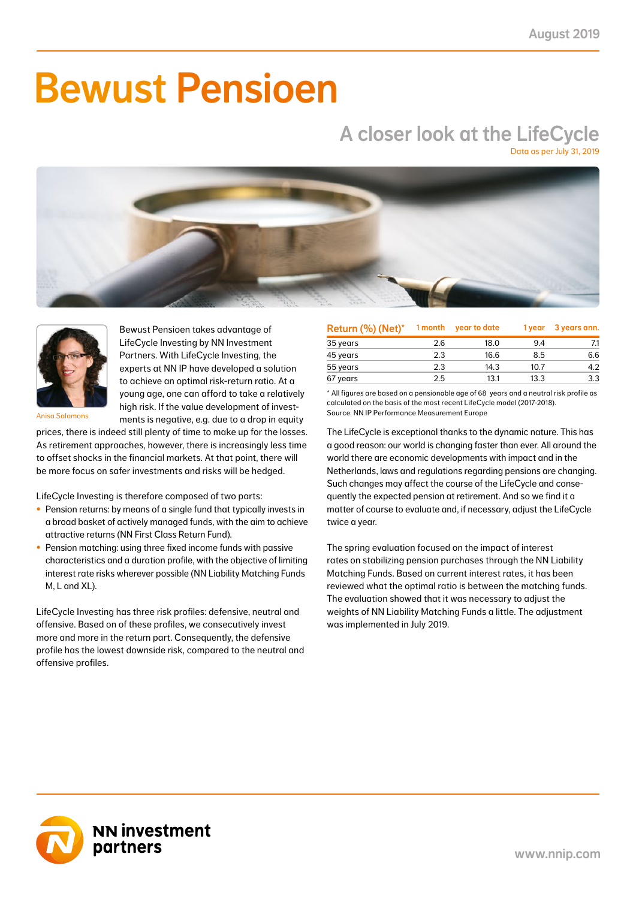August 2019

# Bewust Pensioen

## A closer look at the LifeCycle

Data as per July 31, 2019

Anisa Salomons

Bewust Pensioen takes advantage of LifeCycle Investing by NN Investment Partners. With LifeCycle Investing, the experts at NN IP have developed a solution to achieve an optimal risk-return ratio. At a young age, one can afford to take a relatively high risk. If the value development of investments is negative, e.g. due to a drop in equity prices, there is indeed still plenty of time to make up for the losses. As retirement approaches, however, there is increasingly less time to offset shocks in the financial markets. At that point, there will be more focus on safer investments and risks will be hedged.

LifeCycle Investing is therefore composed of two parts:

- Pension returns: by means of a single fund that typically invests in a broad basket of actively managed funds, with the aim to achieve attractive returns (NN First Class Return Fund).
- Pension matching: using three fixed income funds with passive characteristics and a duration profile, with the objective of limiting interest rate risks wherever possible (NN Liability Matching Funds M, L and XL).

LifeCycle Investing has three risk profiles: defensive, neutral and offensive. Based on of these profiles, we consecutively invest more and more in the return part. Consequently, the defensive profile has the lowest downside risk, compared to the neutral and offensive profiles.

| Return (%) (Net)* | 1 month | year to date | 1 year | 3 years ann. |
|---|---|---|---|---|
| 35 years | 2.6 | 18.0 | 9.4 | 7.1 |
| 45 years | 2.3 | 16.6 | 8.5 | 6.6 |
| 55 years | 2.3 | 14.3 | 10.7 | 4.2 |
| 67 years | 2.5 | 13.1 | 13.3 | 3.3 |

* All figures are based on a pensionable age of 68 years and a neutral risk profile as calculated on the basis of the most recent LifeCycle model (2017-2018).
Source: NN IP Performance Measurement Europe

The LifeCycle is exceptional thanks to the dynamic nature. This has a good reason: our world is changing faster than ever. All around the world there are economic developments with impact and in the Netherlands, laws and regulations regarding pensions are changing. Such changes may affect the course of the LifeCycle and consequently the expected pension at retirement. And so we find it a matter of course to evaluate and, if necessary, adjust the LifeCycle twice a year.

The spring evaluation focused on the impact of interest rates on stabilizing pension purchases through the NN Liability Matching Funds. Based on current interest rates, it has been reviewed what the optimal ratio is between the matching funds. The evaluation showed that it was necessary to adjust the weights of NN Liability Matching Funds a little. The adjustment was implemented in July 2019.

NN investment partners

www.nnip.com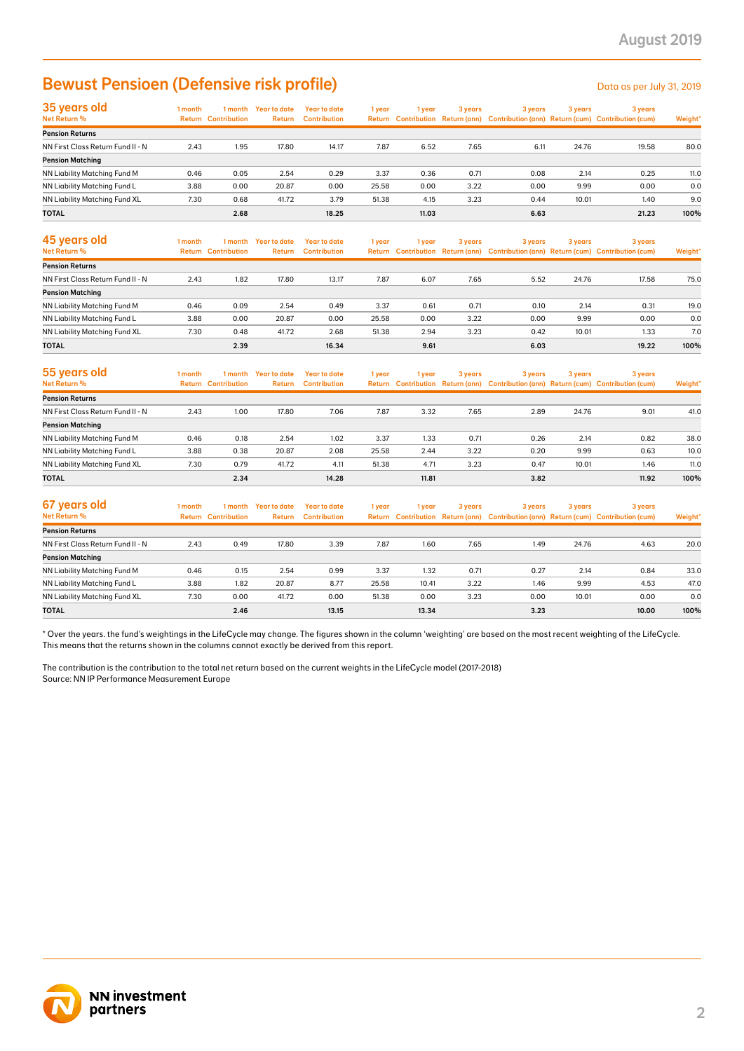# Bewust Pensioen (Defensive risk profile)

Data as per July 31, 2019

## 35 years old

| Net Return % | 1 month Return | 1 month Contribution | Year to date Return | Year to date Contribution | 1 year Return | 1 year Contribution | 3 years Return (ann) | 3 years Contribution (ann) | 3 years Return (cum) | 3 years Contribution (cum) | Weight* |
|---|---|---|---|---|---|---|---|---|---|---|---|
| **Pension Returns** | | | | | | | | | | | |
| NN First Class Return Fund II - N | 2.43 | 1.95 | 17.80 | 14.17 | 7.87 | 6.52 | 7.65 | 6.11 | 24.76 | 19.58 | 80.0 |
| **Pension Matching** | | | | | | | | | | | |
| NN Liability Matching Fund M | 0.46 | 0.05 | 2.54 | 0.29 | 3.37 | 0.36 | 0.71 | 0.08 | 2.14 | 0.25 | 11.0 |
| NN Liability Matching Fund L | 3.88 | 0.00 | 20.87 | 0.00 | 25.58 | 0.00 | 3.22 | 0.00 | 9.99 | 0.00 | 0.0 |
| NN Liability Matching Fund XL | 7.30 | 0.68 | 41.72 | 3.79 | 51.38 | 4.15 | 3.23 | 0.44 | 10.01 | 1.40 | 9.0 |
| **TOTAL** | | **2.68** | | **18.25** | | **11.03** | | **6.63** | | **21.23** | **100%** |

## 45 years old

| Net Return % | 1 month Return | 1 month Contribution | Year to date Return | Year to date Contribution | 1 year Return | 1 year Contribution | 3 years Return (ann) | 3 years Contribution (ann) | 3 years Return (cum) | 3 years Contribution (cum) | Weight* |
|---|---|---|---|---|---|---|---|---|---|---|---|
| **Pension Returns** | | | | | | | | | | | |
| NN First Class Return Fund II - N | 2.43 | 1.82 | 17.80 | 13.17 | 7.87 | 6.07 | 7.65 | 5.52 | 24.76 | 17.58 | 75.0 |
| **Pension Matching** | | | | | | | | | | | |
| NN Liability Matching Fund M | 0.46 | 0.09 | 2.54 | 0.49 | 3.37 | 0.61 | 0.71 | 0.10 | 2.14 | 0.31 | 19.0 |
| NN Liability Matching Fund L | 3.88 | 0.00 | 20.87 | 0.00 | 25.58 | 0.00 | 3.22 | 0.00 | 9.99 | 0.00 | 0.0 |
| NN Liability Matching Fund XL | 7.30 | 0.48 | 41.72 | 2.68 | 51.38 | 2.94 | 3.23 | 0.42 | 10.01 | 1.33 | 7.0 |
| **TOTAL** | | **2.39** | | **16.34** | | **9.61** | | **6.03** | | **19.22** | **100%** |

## 55 years old

| Net Return % | 1 month Return | 1 month Contribution | Year to date Return | Year to date Contribution | 1 year Return | 1 year Contribution | 3 years Return (ann) | 3 years Contribution (ann) | 3 years Return (cum) | 3 years Contribution (cum) | Weight* |
|---|---|---|---|---|---|---|---|---|---|---|---|
| **Pension Returns** | | | | | | | | | | | |
| NN First Class Return Fund II - N | 2.43 | 1.00 | 17.80 | 7.06 | 7.87 | 3.32 | 7.65 | 2.89 | 24.76 | 9.01 | 41.0 |
| **Pension Matching** | | | | | | | | | | | |
| NN Liability Matching Fund M | 0.46 | 0.18 | 2.54 | 1.02 | 3.37 | 1.33 | 0.71 | 0.26 | 2.14 | 0.82 | 38.0 |
| NN Liability Matching Fund L | 3.88 | 0.38 | 20.87 | 2.08 | 25.58 | 2.44 | 3.22 | 0.20 | 9.99 | 0.63 | 10.0 |
| NN Liability Matching Fund XL | 7.30 | 0.79 | 41.72 | 4.11 | 51.38 | 4.71 | 3.23 | 0.47 | 10.01 | 1.46 | 11.0 |
| **TOTAL** | | **2.34** | | **14.28** | | **11.81** | | **3.82** | | **11.92** | **100%** |

## 67 years old

| Net Return % | 1 month Return | 1 month Contribution | Year to date Return | Year to date Contribution | 1 year Return | 1 year Contribution | 3 years Return (ann) | 3 years Contribution (ann) | 3 years Return (cum) | 3 years Contribution (cum) | Weight* |
|---|---|---|---|---|---|---|---|---|---|---|---|
| **Pension Returns** | | | | | | | | | | | |
| NN First Class Return Fund II - N | 2.43 | 0.49 | 17.80 | 3.39 | 7.87 | 1.60 | 7.65 | 1.49 | 24.76 | 4.63 | 20.0 |
| **Pension Matching** | | | | | | | | | | | |
| NN Liability Matching Fund M | 0.46 | 0.15 | 2.54 | 0.99 | 3.37 | 1.32 | 0.71 | 0.27 | 2.14 | 0.84 | 33.0 |
| NN Liability Matching Fund L | 3.88 | 1.82 | 20.87 | 8.77 | 25.58 | 10.41 | 3.22 | 1.46 | 9.99 | 4.53 | 47.0 |
| NN Liability Matching Fund XL | 7.30 | 0.00 | 41.72 | 0.00 | 51.38 | 0.00 | 3.23 | 0.00 | 10.01 | 0.00 | 0.0 |
| **TOTAL** | | **2.46** | | **13.15** | | **13.34** | | **3.23** | | **10.00** | **100%** |

* Over the years. the fund's weightings in the LifeCycle may change. The figures shown in the column 'weighting' are based on the most recent weighting of the LifeCycle. This means that the returns shown in the columns cannot exactly be derived from this report.

The contribution is the contribution to the total net return based on the current weights in the LifeCycle model (2017-2018)
Source: NN IP Performance Measurement Europe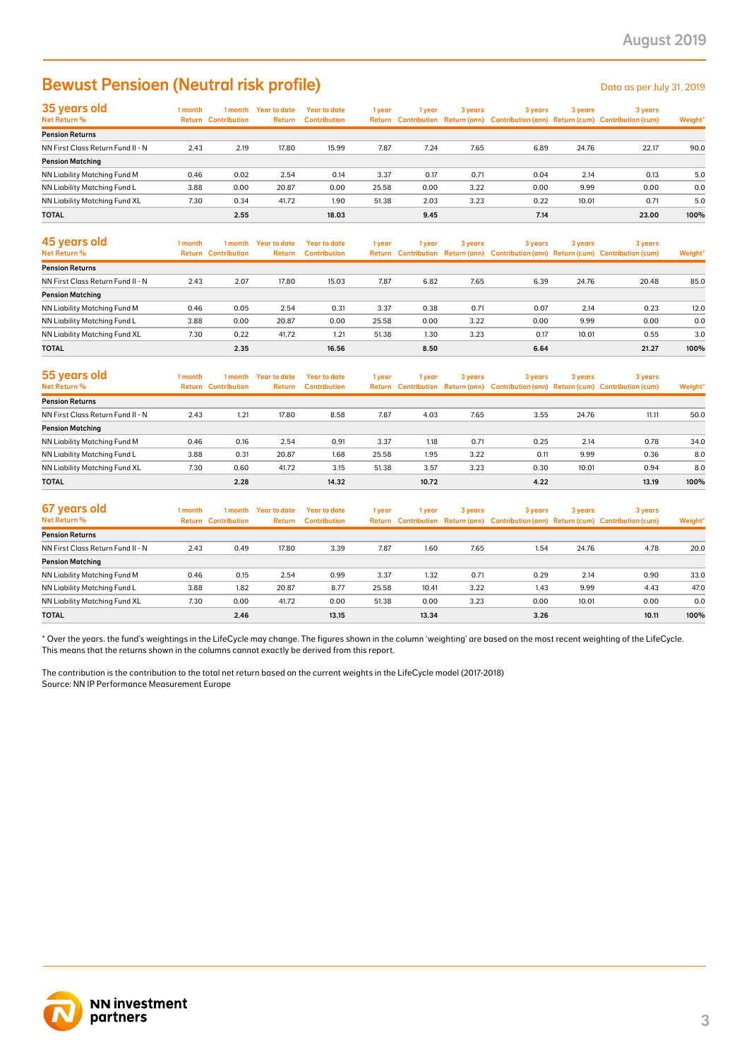## Bewust Pensioen (Neutral risk profile)

Data as per July 31, 2019

| 35 years old Net Return % | 1 month Return | 1 month Contribution | Year to date Return | Year to date Contribution | 1 year Return | 1 year Contribution | 3 years Return (ann) | 3 years Contribution (ann) | 3 years Return (cum) | 3 years Contribution (cum) | Weight* |
|---|---|---|---|---|---|---|---|---|---|---|---|
| **Pension Returns** | | | | | | | | | | | |
| NN First Class Return Fund II - N | 2.43 | 2.19 | 17.80 | 15.99 | 7.87 | 7.24 | 7.65 | 6.89 | 24.76 | 22.17 | 90.0 |
| **Pension Matching** | | | | | | | | | | | |
| NN Liability Matching Fund M | 0.46 | 0.02 | 2.54 | 0.14 | 3.37 | 0.17 | 0.71 | 0.04 | 2.14 | 0.13 | 5.0 |
| NN Liability Matching Fund L | 3.88 | 0.00 | 20.87 | 0.00 | 25.58 | 0.00 | 3.22 | 0.00 | 9.99 | 0.00 | 0.0 |
| NN Liability Matching Fund XL | 7.30 | 0.34 | 41.72 | 1.90 | 51.38 | 2.03 | 3.23 | 0.22 | 10.01 | 0.71 | 5.0 |
| **TOTAL** | | **2.55** | | **18.03** | | **9.45** | | **7.14** | | **23.00** | **100%** |

| 45 years old Net Return % | 1 month Return | 1 month Contribution | Year to date Return | Year to date Contribution | 1 year Return | 1 year Contribution | 3 years Return (ann) | 3 years Contribution (ann) | 3 years Return (cum) | 3 years Contribution (cum) | Weight* |
|---|---|---|---|---|---|---|---|---|---|---|---|
| **Pension Returns** | | | | | | | | | | | |
| NN First Class Return Fund II - N | 2.43 | 2.07 | 17.80 | 15.03 | 7.87 | 6.82 | 7.65 | 6.39 | 24.76 | 20.48 | 85.0 |
| **Pension Matching** | | | | | | | | | | | |
| NN Liability Matching Fund M | 0.46 | 0.05 | 2.54 | 0.31 | 3.37 | 0.38 | 0.71 | 0.07 | 2.14 | 0.23 | 12.0 |
| NN Liability Matching Fund L | 3.88 | 0.00 | 20.87 | 0.00 | 25.58 | 0.00 | 3.22 | 0.00 | 9.99 | 0.00 | 0.0 |
| NN Liability Matching Fund XL | 7.30 | 0.22 | 41.72 | 1.21 | 51.38 | 1.30 | 3.23 | 0.17 | 10.01 | 0.55 | 3.0 |
| **TOTAL** | | **2.35** | | **16.56** | | **8.50** | | **6.64** | | **21.27** | **100%** |

| 55 years old Net Return % | 1 month Return | 1 month Contribution | Year to date Return | Year to date Contribution | 1 year Return | 1 year Contribution | 3 years Return (ann) | 3 years Contribution (ann) | 3 years Return (cum) | 3 years Contribution (cum) | Weight* |
|---|---|---|---|---|---|---|---|---|---|---|---|
| **Pension Returns** | | | | | | | | | | | |
| NN First Class Return Fund II - N | 2.43 | 1.21 | 17.80 | 8.58 | 7.87 | 4.03 | 7.65 | 3.55 | 24.76 | 11.11 | 50.0 |
| **Pension Matching** | | | | | | | | | | | |
| NN Liability Matching Fund M | 0.46 | 0.16 | 2.54 | 0.91 | 3.37 | 1.18 | 0.71 | 0.25 | 2.14 | 0.78 | 34.0 |
| NN Liability Matching Fund L | 3.88 | 0.31 | 20.87 | 1.68 | 25.58 | 1.95 | 3.22 | 0.11 | 9.99 | 0.36 | 8.0 |
| NN Liability Matching Fund XL | 7.30 | 0.60 | 41.72 | 3.15 | 51.38 | 3.57 | 3.23 | 0.30 | 10.01 | 0.94 | 8.0 |
| **TOTAL** | | **2.28** | | **14.32** | | **10.72** | | **4.22** | | **13.19** | **100%** |

| 67 years old Net Return % | 1 month Return | 1 month Contribution | Year to date Return | Year to date Contribution | 1 year Return | 1 year Contribution | 3 years Return (ann) | 3 years Contribution (ann) | 3 years Return (cum) | 3 years Contribution (cum) | Weight* |
|---|---|---|---|---|---|---|---|---|---|---|---|
| **Pension Returns** | | | | | | | | | | | |
| NN First Class Return Fund II - N | 2.43 | 0.49 | 17.80 | 3.39 | 7.87 | 1.60 | 7.65 | 1.54 | 24.76 | 4.78 | 20.0 |
| **Pension Matching** | | | | | | | | | | | |
| NN Liability Matching Fund M | 0.46 | 0.15 | 2.54 | 0.99 | 3.37 | 1.32 | 0.71 | 0.29 | 2.14 | 0.90 | 33.0 |
| NN Liability Matching Fund L | 3.88 | 1.82 | 20.87 | 8.77 | 25.58 | 10.41 | 3.22 | 1.43 | 9.99 | 4.43 | 47.0 |
| NN Liability Matching Fund XL | 7.30 | 0.00 | 41.72 | 0.00 | 51.38 | 0.00 | 3.23 | 0.00 | 10.01 | 0.00 | 0.0 |
| **TOTAL** | | **2.46** | | **13.15** | | **13.34** | | **3.26** | | **10.11** | **100%** |

* Over the years. the fund's weightings in the LifeCycle may change. The figures shown in the column 'weighting' are based on the most recent weighting of the LifeCycle. This means that the returns shown in the columns cannot exactly be derived from this report.

The contribution is the contribution to the total net return based on the current weights in the LifeCycle model (2017-2018)
Source: NN IP Performance Measurement Europe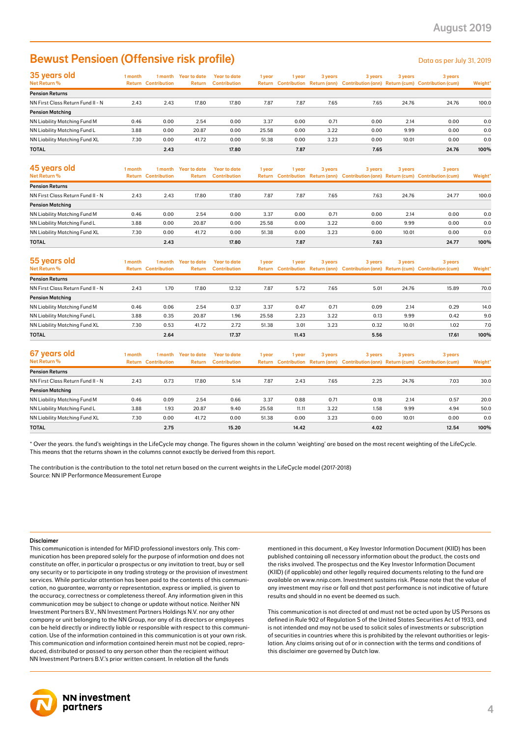## Bewust Pensioen (Offensive risk profile)

Data as per July 31, 2019

| 35 years old<br>Net Return % | 1 month Return | 1 month Contribution | Year to date Return | Year to date Contribution | 1 year Return | 1 year Contribution | 3 years Return (ann) | 3 years Contribution (ann) | 3 years Return (cum) | 3 years Contribution (cum) | Weight* |
|---|---|---|---|---|---|---|---|---|---|---|---|
| **Pension Returns** | | | | | | | | | | | |
| NN First Class Return Fund II - N | 2.43 | 2.43 | 17.80 | 17.80 | 7.87 | 7.87 | 7.65 | 7.65 | 24.76 | 24.76 | 100.0 |
| **Pension Matching** | | | | | | | | | | | |
| NN Liability Matching Fund M | 0.46 | 0.00 | 2.54 | 0.00 | 3.37 | 0.00 | 0.71 | 0.00 | 2.14 | 0.00 | 0.0 |
| NN Liability Matching Fund L | 3.88 | 0.00 | 20.87 | 0.00 | 25.58 | 0.00 | 3.22 | 0.00 | 9.99 | 0.00 | 0.0 |
| NN Liability Matching Fund XL | 7.30 | 0.00 | 41.72 | 0.00 | 51.38 | 0.00 | 3.23 | 0.00 | 10.01 | 0.00 | 0.0 |
| **TOTAL** | | **2.43** | | **17.80** | | **7.87** | | **7.65** | | **24.76** | **100%** |

| 45 years old<br>Net Return % | 1 month Return | 1 month Contribution | Year to date Return | Year to date Contribution | 1 year Return | 1 year Contribution | 3 years Return (ann) | 3 years Contribution (ann) | 3 years Return (cum) | 3 years Contribution (cum) | Weight* |
|---|---|---|---|---|---|---|---|---|---|---|---|
| **Pension Returns** | | | | | | | | | | | |
| NN First Class Return Fund II - N | 2.43 | 2.43 | 17.80 | 17.80 | 7.87 | 7.87 | 7.65 | 7.63 | 24.76 | 24.77 | 100.0 |
| **Pension Matching** | | | | | | | | | | | |
| NN Liability Matching Fund M | 0.46 | 0.00 | 2.54 | 0.00 | 3.37 | 0.00 | 0.71 | 0.00 | 2.14 | 0.00 | 0.0 |
| NN Liability Matching Fund L | 3.88 | 0.00 | 20.87 | 0.00 | 25.58 | 0.00 | 3.22 | 0.00 | 9.99 | 0.00 | 0.0 |
| NN Liability Matching Fund XL | 7.30 | 0.00 | 41.72 | 0.00 | 51.38 | 0.00 | 3.23 | 0.00 | 10.01 | 0.00 | 0.0 |
| **TOTAL** | | **2.43** | | **17.80** | | **7.87** | | **7.63** | | **24.77** | **100%** |

| 55 years old<br>Net Return % | 1 month Return | 1 month Contribution | Year to date Return | Year to date Contribution | 1 year Return | 1 year Contribution | 3 years Return (ann) | 3 years Contribution (ann) | 3 years Return (cum) | 3 years Contribution (cum) | Weight* |
|---|---|---|---|---|---|---|---|---|---|---|---|
| **Pension Returns** | | | | | | | | | | | |
| NN First Class Return Fund II - N | 2.43 | 1.70 | 17.80 | 12.32 | 7.87 | 5.72 | 7.65 | 5.01 | 24.76 | 15.89 | 70.0 |
| **Pension Matching** | | | | | | | | | | | |
| NN Liability Matching Fund M | 0.46 | 0.06 | 2.54 | 0.37 | 3.37 | 0.47 | 0.71 | 0.09 | 2.14 | 0.29 | 14.0 |
| NN Liability Matching Fund L | 3.88 | 0.35 | 20.87 | 1.96 | 25.58 | 2.23 | 3.22 | 0.13 | 9.99 | 0.42 | 9.0 |
| NN Liability Matching Fund XL | 7.30 | 0.53 | 41.72 | 2.72 | 51.38 | 3.01 | 3.23 | 0.32 | 10.01 | 1.02 | 7.0 |
| **TOTAL** | | **2.64** | | **17.37** | | **11.43** | | **5.56** | | **17.61** | **100%** |

| 67 years old<br>Net Return % | 1 month Return | 1 month Contribution | Year to date Return | Year to date Contribution | 1 year Return | 1 year Contribution | 3 years Return (ann) | 3 years Contribution (ann) | 3 years Return (cum) | 3 years Contribution (cum) | Weight* |
|---|---|---|---|---|---|---|---|---|---|---|---|
| **Pension Returns** | | | | | | | | | | | |
| NN First Class Return Fund II - N | 2.43 | 0.73 | 17.80 | 5.14 | 7.87 | 2.43 | 7.65 | 2.25 | 24.76 | 7.03 | 30.0 |
| **Pension Matching** | | | | | | | | | | | |
| NN Liability Matching Fund M | 0.46 | 0.09 | 2.54 | 0.66 | 3.37 | 0.88 | 0.71 | 0.18 | 2.14 | 0.57 | 20.0 |
| NN Liability Matching Fund L | 3.88 | 1.93 | 20.87 | 9.40 | 25.58 | 11.11 | 3.22 | 1.58 | 9.99 | 4.94 | 50.0 |
| NN Liability Matching Fund XL | 7.30 | 0.00 | 41.72 | 0.00 | 51.38 | 0.00 | 3.23 | 0.00 | 10.01 | 0.00 | 0.0 |
| **TOTAL** | | **2.75** | | **15.20** | | **14.42** | | **4.02** | | **12.54** | **100%** |

* Over the years. the fund's weightings in the LifeCycle may change. The figures shown in the column 'weighting' are based on the most recent weighting of the LifeCycle. This means that the returns shown in the columns cannot exactly be derived from this report.

The contribution is the contribution to the total net return based on the current weights in the LifeCycle model (2017-2018)
Source: NN IP Performance Measurement Europe

**Disclaimer**

This communication is intended for MiFID professional investors only. This communication has been prepared solely for the purpose of information and does not constitute an offer, in particular a prospectus or any invitation to treat, buy or sell any security or to participate in any trading strategy or the provision of investment services. While particular attention has been paid to the contents of this communication, no guarantee, warranty or representation, express or implied, is given to the accuracy, correctness or completeness thereof. Any information given in this communication may be subject to change or update without notice. Neither NN Investment Partners B.V., NN Investment Partners Holdings N.V. nor any other company or unit belonging to the NN Group, nor any of its directors or employees can be held directly or indirectly liable or responsible with respect to this communication. Use of the information contained in this communication is at your own risk. This communication and information contained herein must not be copied, reproduced, distributed or passed to any person other than the recipient without NN Investment Partners B.V.'s prior written consent. In relation all the funds mentioned in this document, a Key Investor Information Document (KIID) has been published containing all necessary information about the product, the costs and the risks involved. The prospectus and the Key Investor Information Document (KIID) (if applicable) and other legally required documents relating to the fund are available on www.nnip.com. Investment sustains risk. Please note that the value of any investment may rise or fall and that past performance is not indicative of future results and should in no event be deemed as such.

This communication is not directed at and must not be acted upon by US Persons as defined in Rule 902 of Regulation S of the United States Securities Act of 1933, and is not intended and may not be used to solicit sales of investments or subscription of securities in countries where this is prohibited by the relevant authorities or legislation. Any claims arising out of or in connection with the terms and conditions of this disclaimer are governed by Dutch law.

NN investment partners